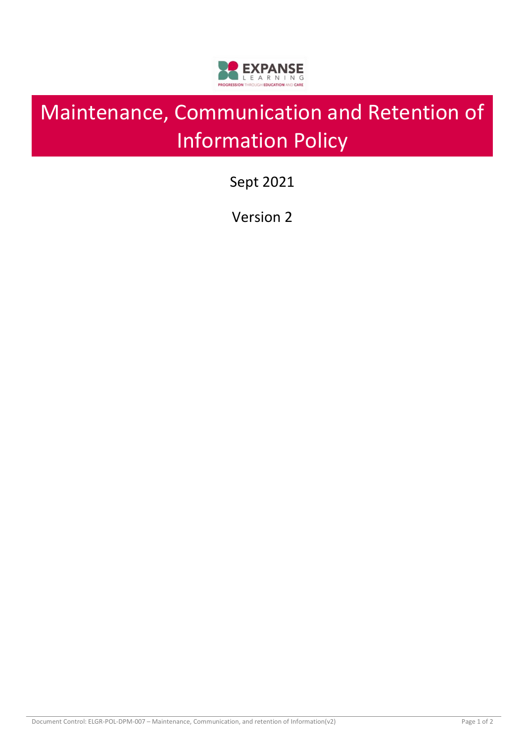# Maintenance, Communication and Retention of Information Policy

Sept 2021

Version 2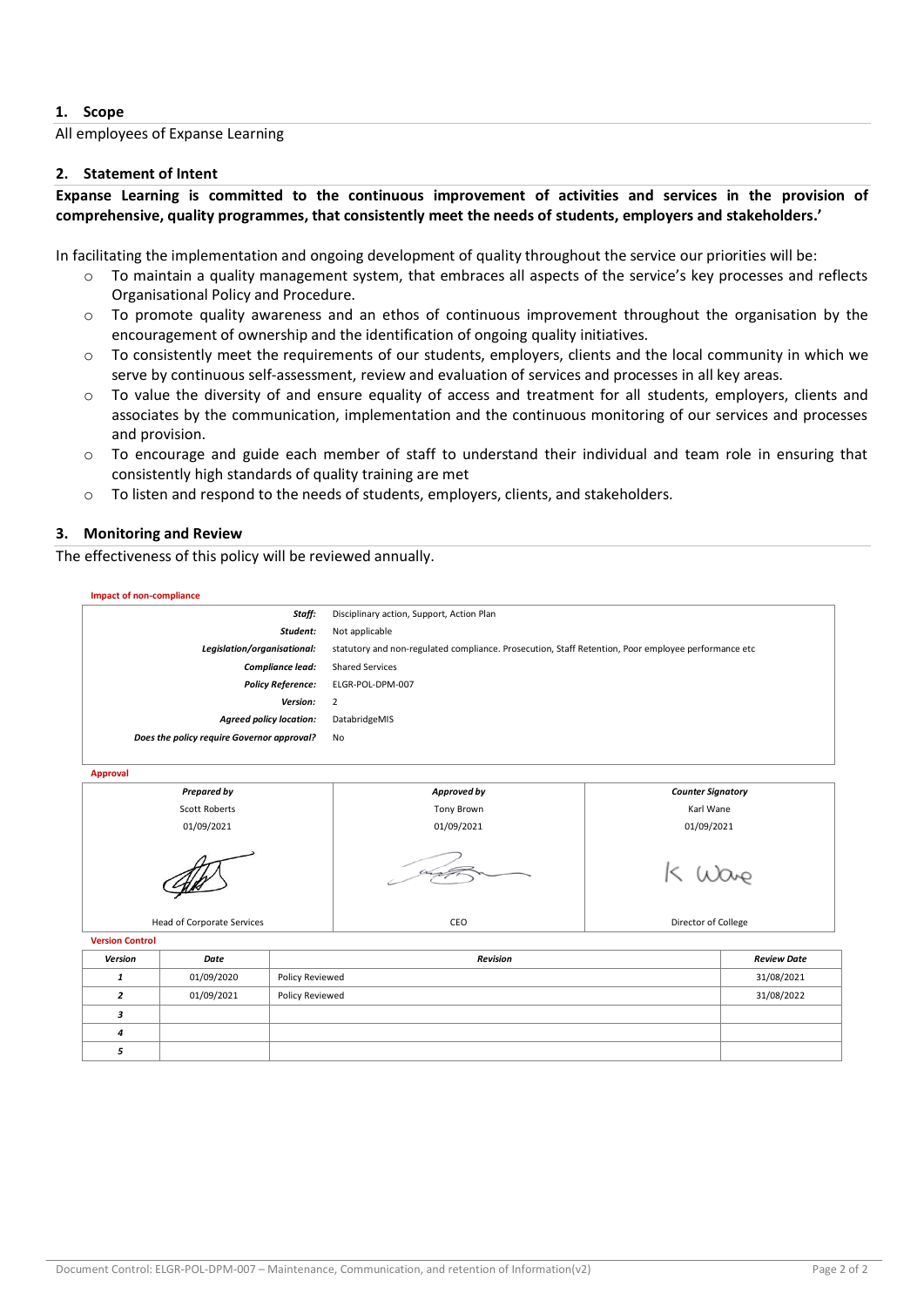## 1. Scope

All employees of Expanse Learning

## 2. Statement of Intent

**Expanse Learning is committed to the continuous improvement of activities and services in the provision of comprehensive, quality programmes, that consistently meet the needs of students, employers and stakeholders.'**

In facilitating the implementation and ongoing development of quality throughout the service our priorities will be:

- To maintain a quality management system, that embraces all aspects of the service's key processes and reflects Organisational Policy and Procedure.
- To promote quality awareness and an ethos of continuous improvement throughout the organisation by the encouragement of ownership and the identification of ongoing quality initiatives.
- To consistently meet the requirements of our students, employers, clients and the local community in which we serve by continuous self-assessment, review and evaluation of services and processes in all key areas.
- To value the diversity of and ensure equality of access and treatment for all students, employers, clients and associates by the communication, implementation and the continuous monitoring of our services and processes and provision.
- To encourage and guide each member of staff to understand their individual and team role in ensuring that consistently high standards of quality training are met
- To listen and respond to the needs of students, employers, clients, and stakeholders.

## 3. Monitoring and Review

The effectiveness of this policy will be reviewed annually.

**Impact of non-compliance**

| | |
|---|---|
| ***Staff:*** | Disciplinary action, Support, Action Plan |
| ***Student:*** | Not applicable |
| ***Legislation/organisational:*** | statutory and non-regulated compliance. Prosecution, Staff Retention, Poor employee performance etc |
| ***Compliance lead:*** | Shared Services |
| ***Policy Reference:*** | ELGR-POL-DPM-007 |
| ***Version:*** | 2 |
| ***Agreed policy location:*** | DatabridgeMIS |
| ***Does the policy require Governor approval?*** | No |

**Approval**

| *Prepared by* | *Approved by* | *Counter Signatory* |
|---|---|---|
| Scott Roberts | Tony Brown | Karl Wane |
| 01/09/2021 | 01/09/2021 | 01/09/2021 |
| | | K Wane |
| Head of Corporate Services | CEO | Director of College |

**Version Control**

| *Version* | *Date* | *Revision* | *Review Date* |
|---|---|---|---|
| *1* | 01/09/2020 | Policy Reviewed | 31/08/2021 |
| *2* | 01/09/2021 | Policy Reviewed | 31/08/2022 |
| *3* | | | |
| *4* | | | |
| *5* | | | |

Document Control: ELGR-POL-DPM-007 – Maintenance, Communication, and retention of Information(v2)